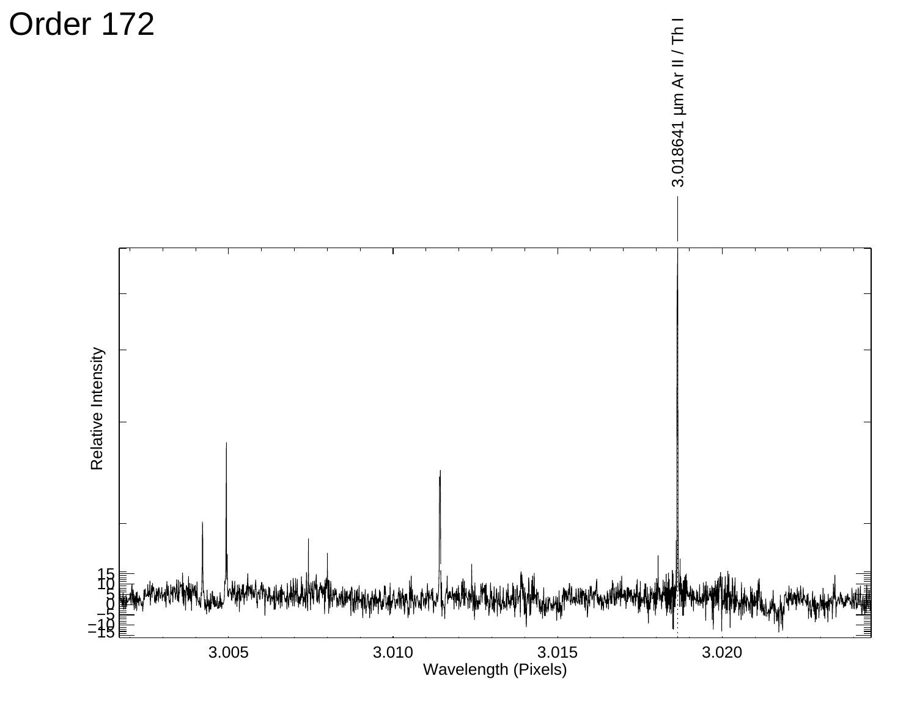# Order 172

3.018641 μm Ar II / Th I

Relative Intensity

Wavelength (Pixels)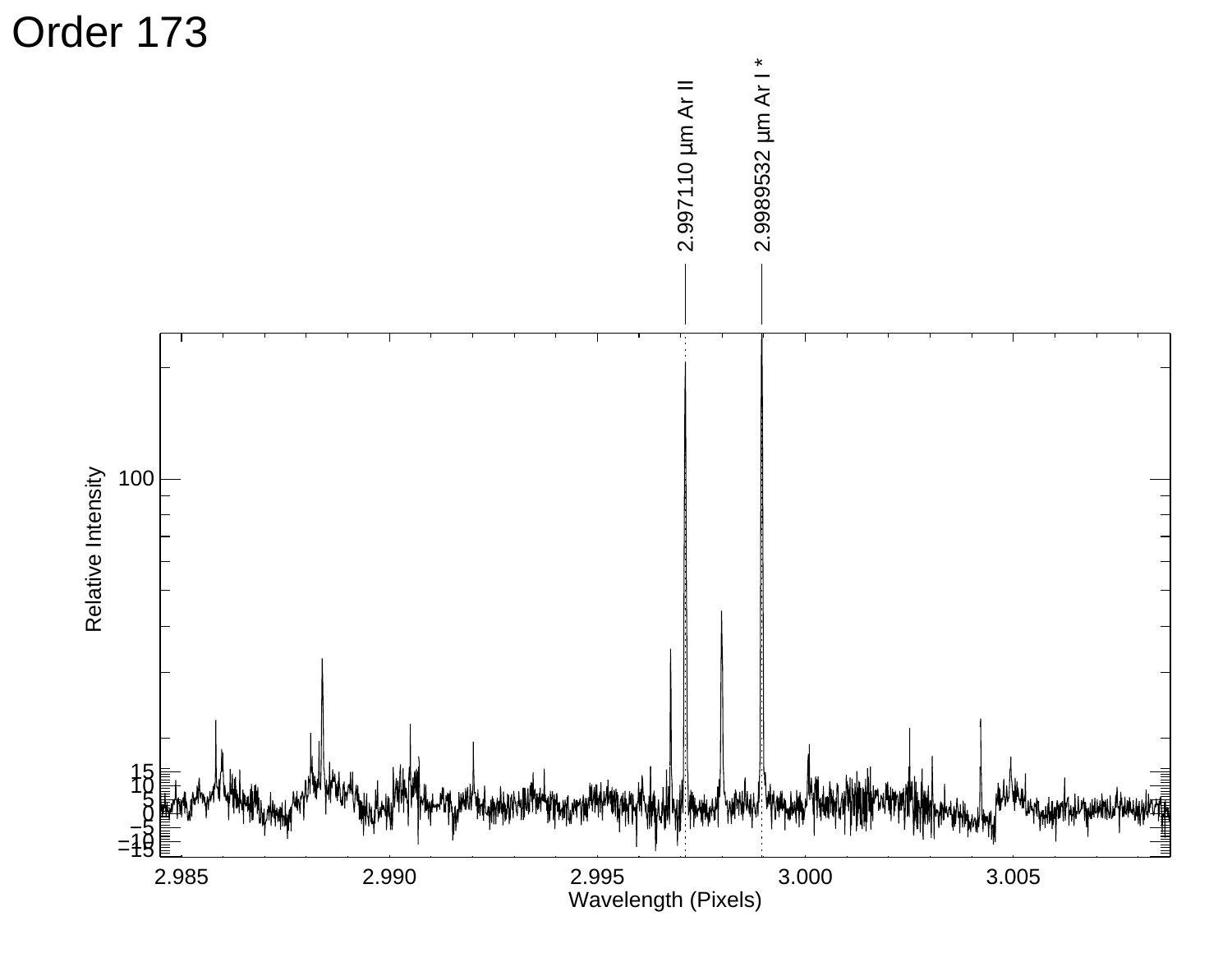# Order 173

2.997110 μm Ar II

2.9989532 μm Ar I *

Relative Intensity

100

15
10
5
0
−5
−10
−15

2.985
2.990
2.995
3.000
3.005

Wavelength (Pixels)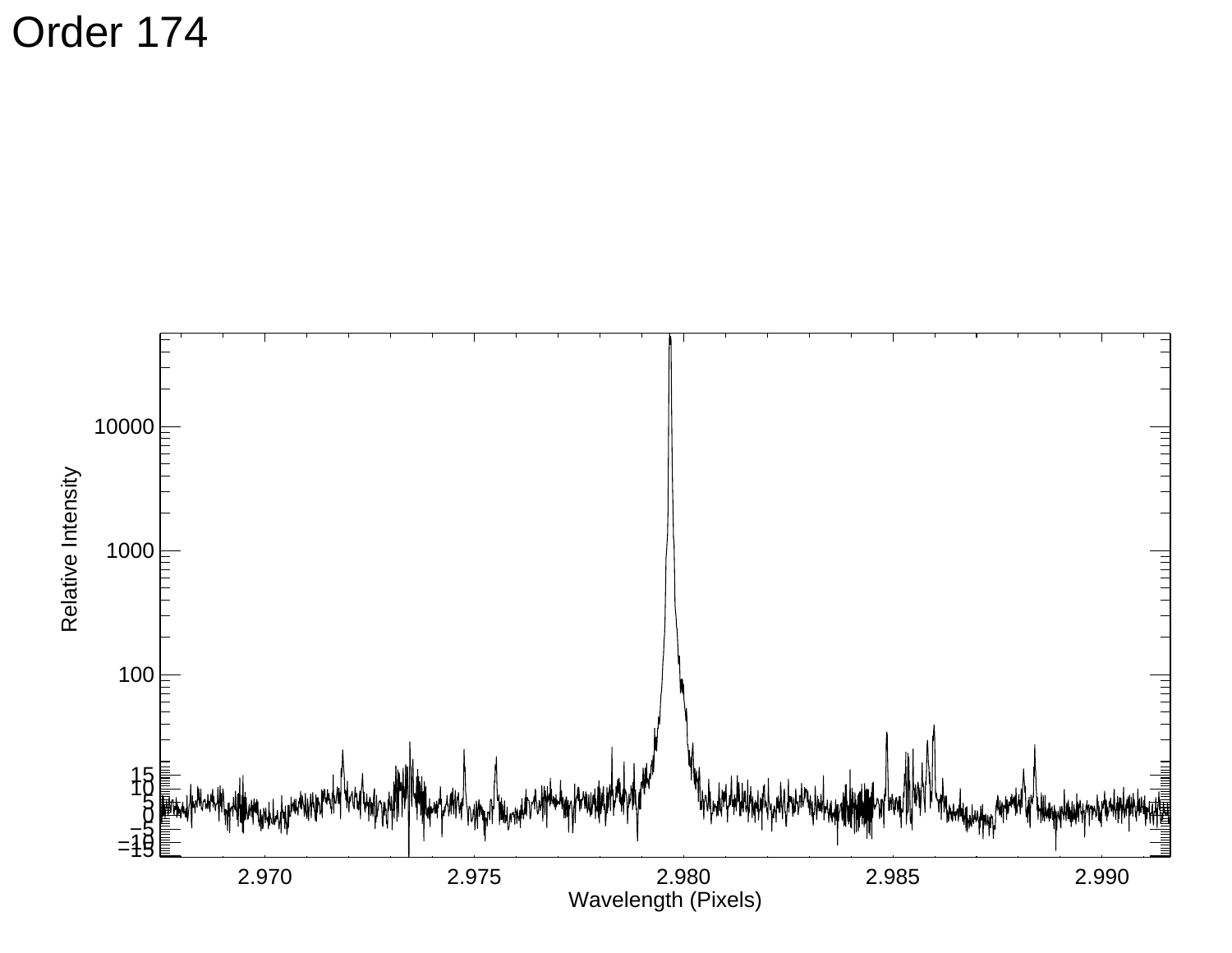# Order 174

Relative Intensity

10000

1000

100

15
10
5
0
−5
−10
−15

2.970
2.975
2.980
2.985
2.990

Wavelength (Pixels)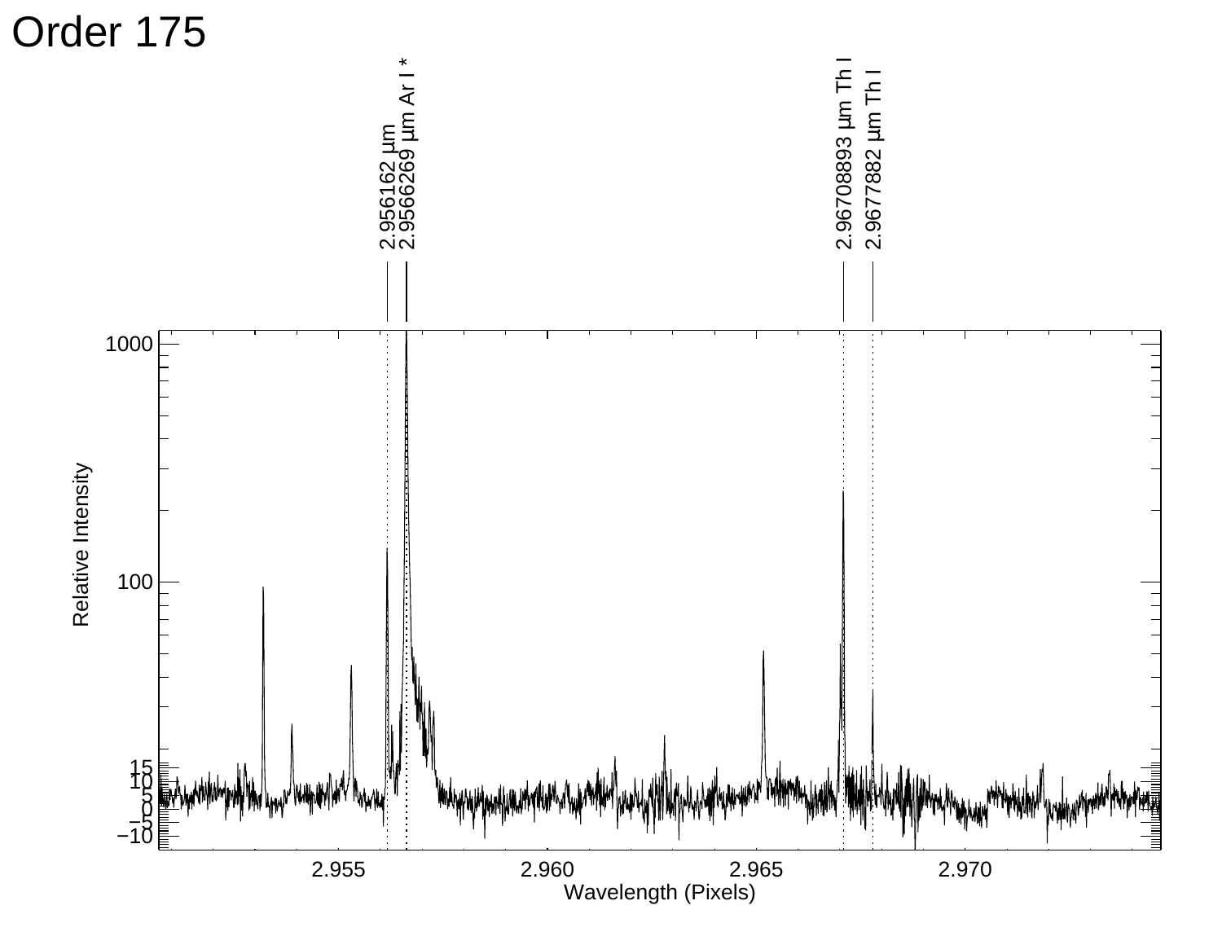# Order 175

2.956162 µm

2.9566269 µm Ar I *

2.96708893 µm Th I

2.9677882 µm Th I

1000

100

15

10

5

0

−5

−10

Relative Intensity

2.955

2.960

2.965

2.970

Wavelength (Pixels)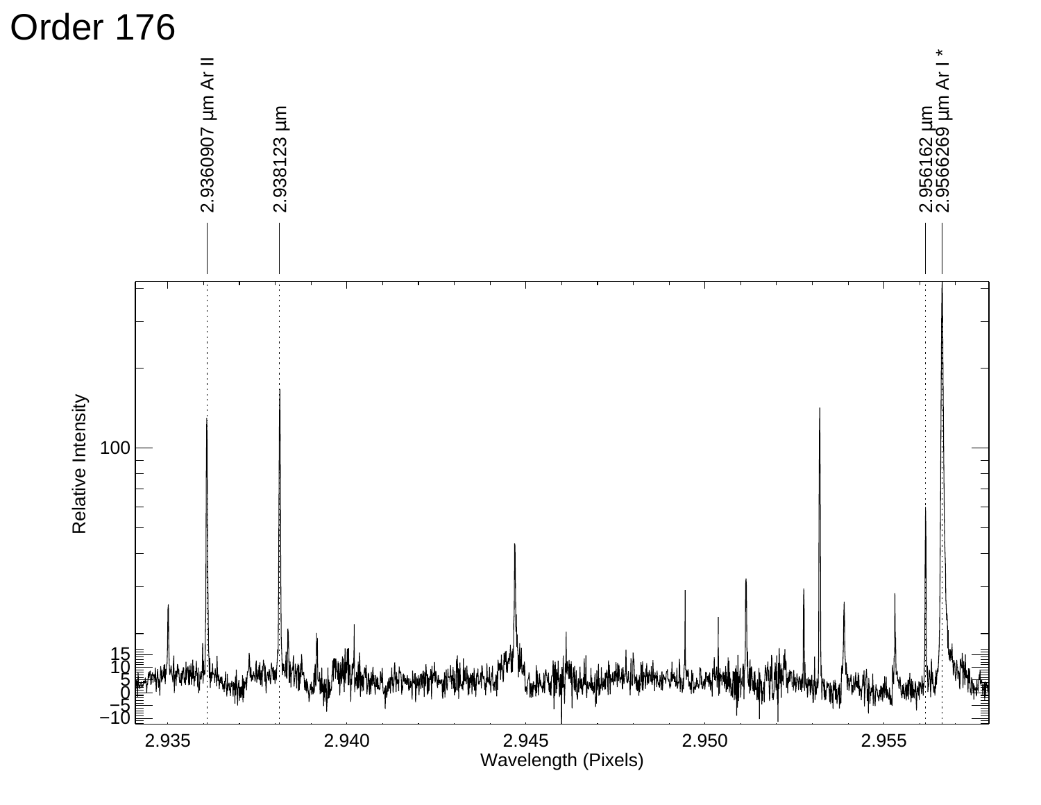# Order 176

2.9360907 µm Ar II

2.938123 µm

2.956162 µm

2.9566269 µm Ar I *

Relative Intensity

100

15

10

5

0

−5

−10

2.935

2.940

2.945

2.950

2.955

Wavelength (Pixels)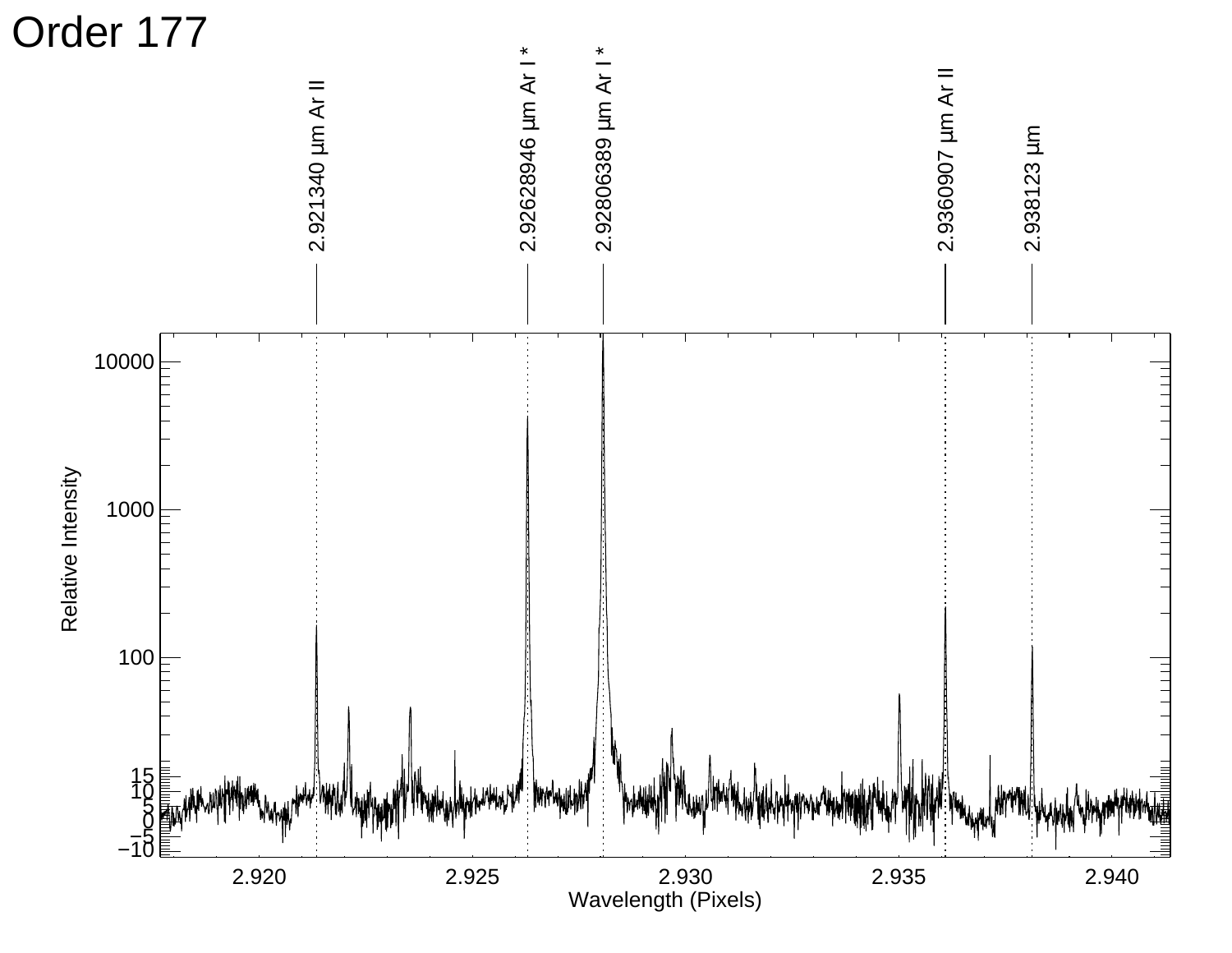# Order 177

2.921340 µm Ar II

2.92628946 µm Ar I *

2.92806389 µm Ar I *

2.9360907 µm Ar II

2.938123 µm

Relative Intensity

Wavelength (Pixels)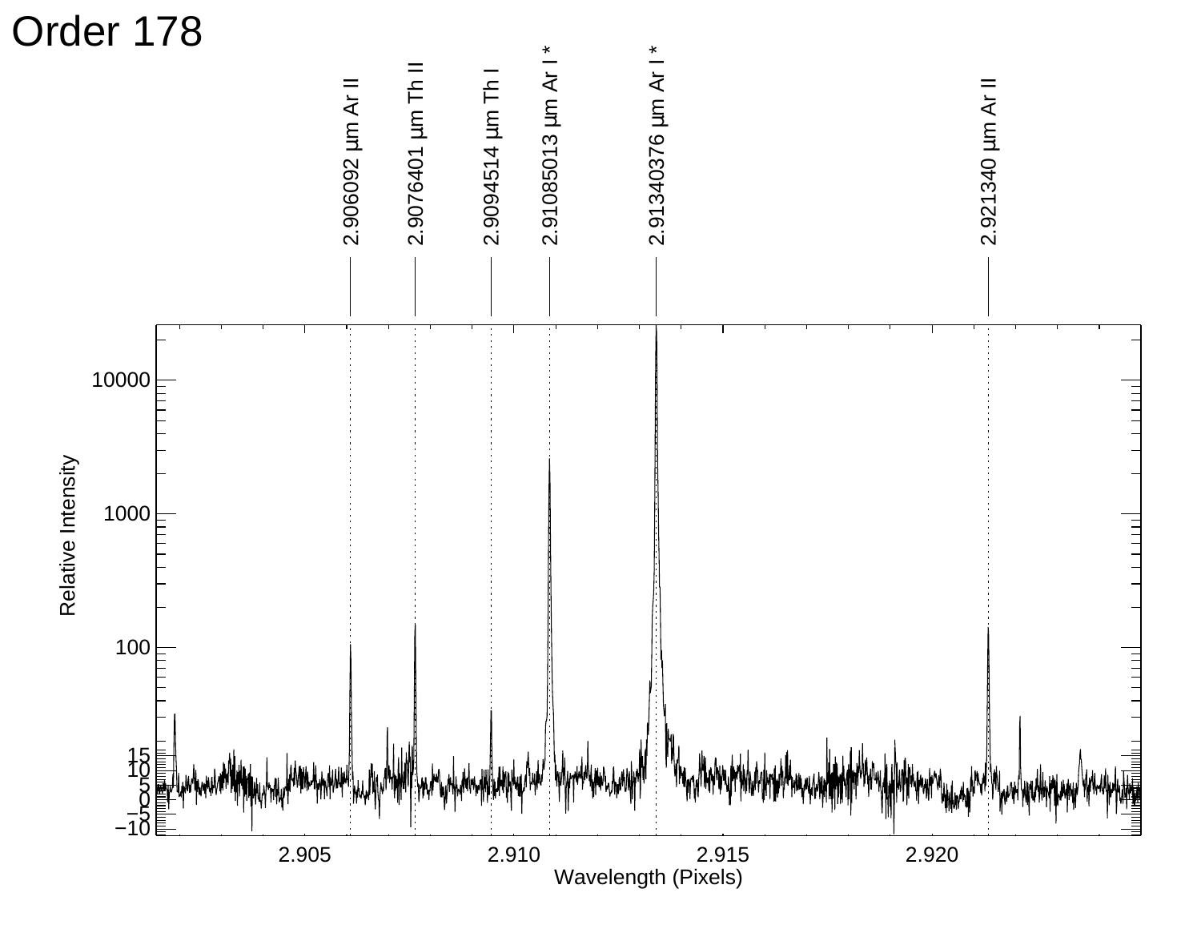# Order 178

2.906092 µm Ar II

2.9076401 µm Th II

2.9094514 µm Th I

2.91085013 µm Ar I *

2.91340376 µm Ar I *

2.921340 µm Ar II

Relative Intensity

10000

1000

100

15

10

5

0

−5

−10

2.905

2.910

2.915

2.920

Wavelength (Pixels)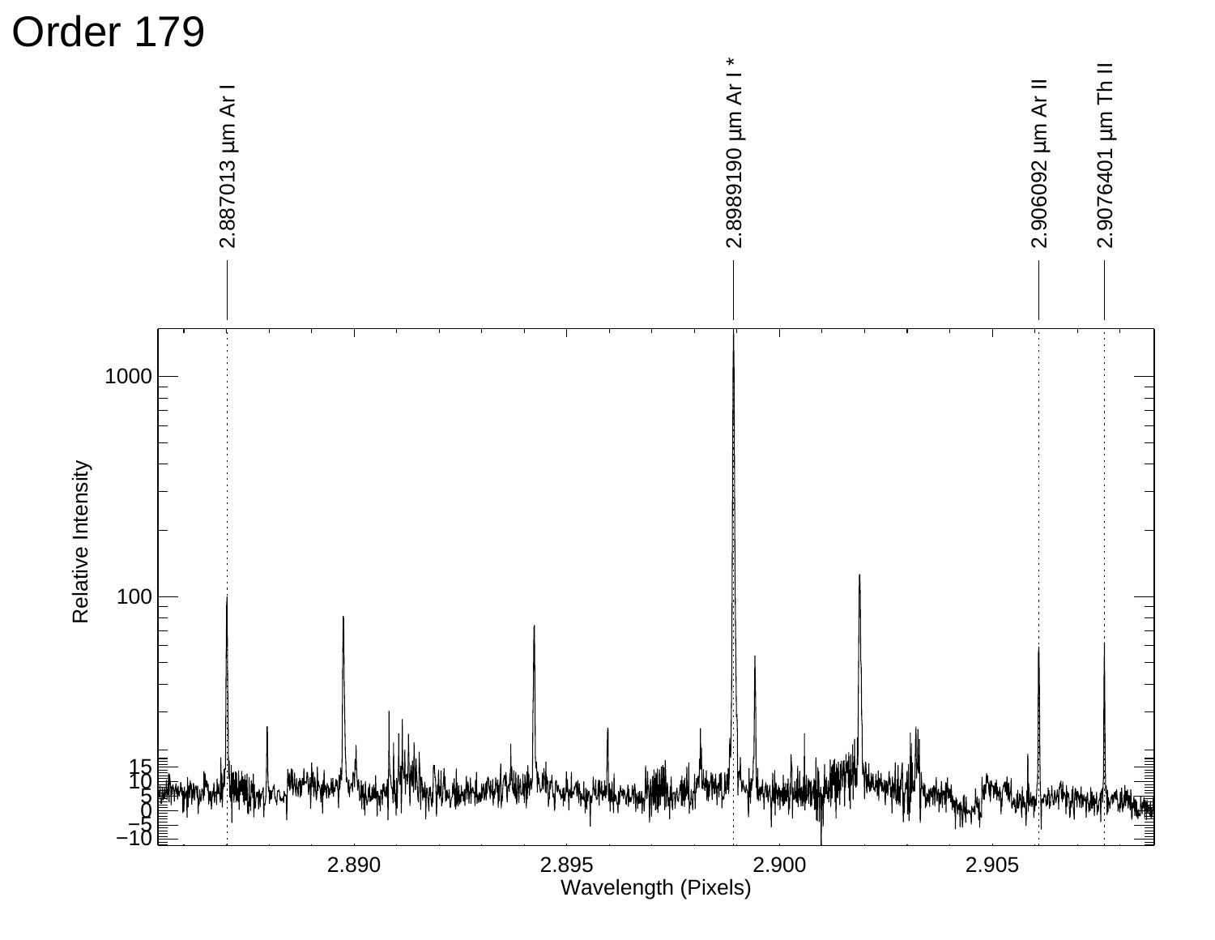# Order 179

2.887013 µm Ar I

2.8989190 µm Ar I *

2.906092 µm Ar II

2.9076401 µm Th II

Relative Intensity

1000

100

15

10

5

0

−5

−10

2.890

2.895

2.900

2.905

Wavelength (Pixels)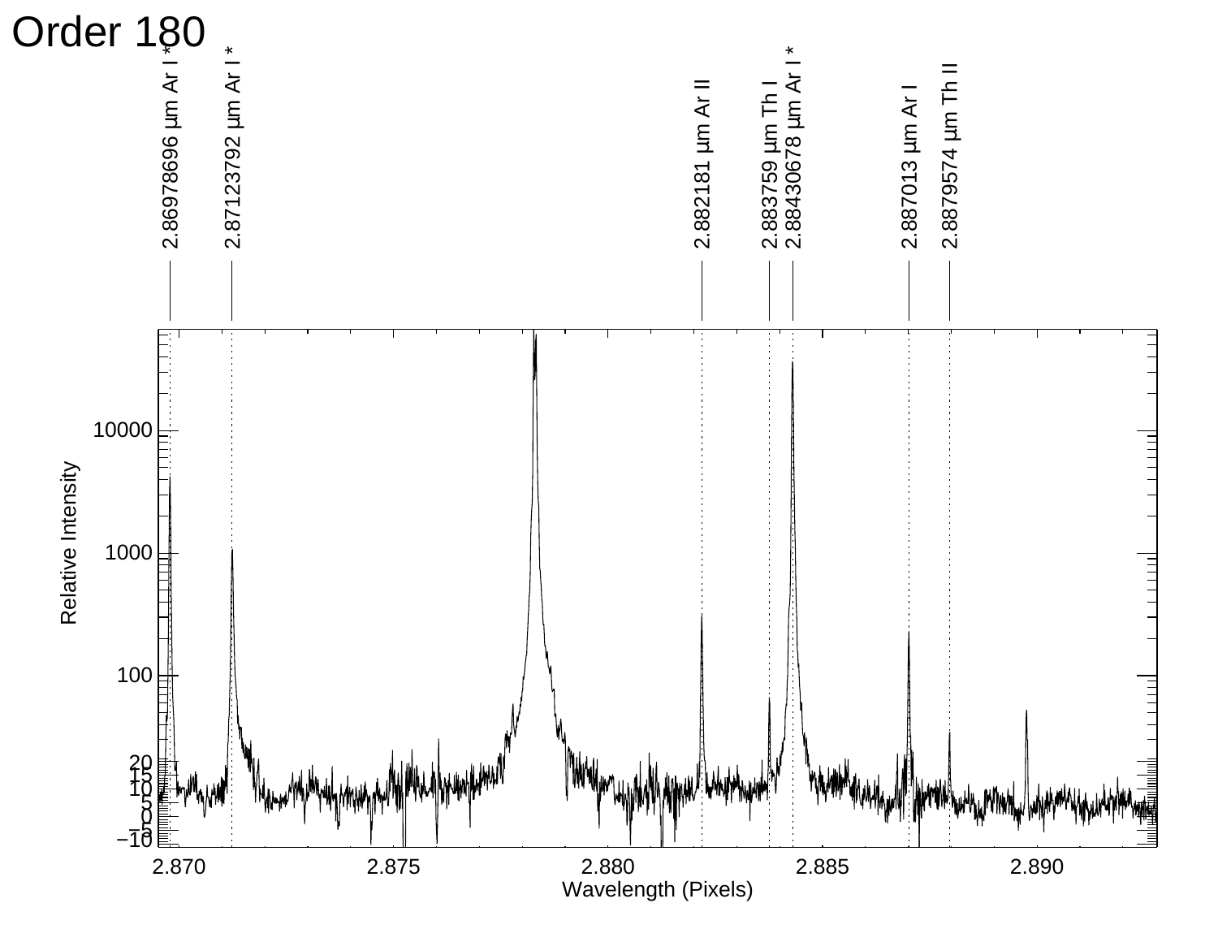# Order 180

2.86978696 μm Ar I *

2.87123792 μm Ar I *

2.882181 μm Ar II

2.883759 μm Th I

2.88430678 μm Ar I *

2.887013 μm Ar I

2.8879574 μm Th II

Relative Intensity

10000

1000

100

20

15

10

5

0

−5

−10

2.870

2.875

2.880

2.885

2.890

Wavelength (Pixels)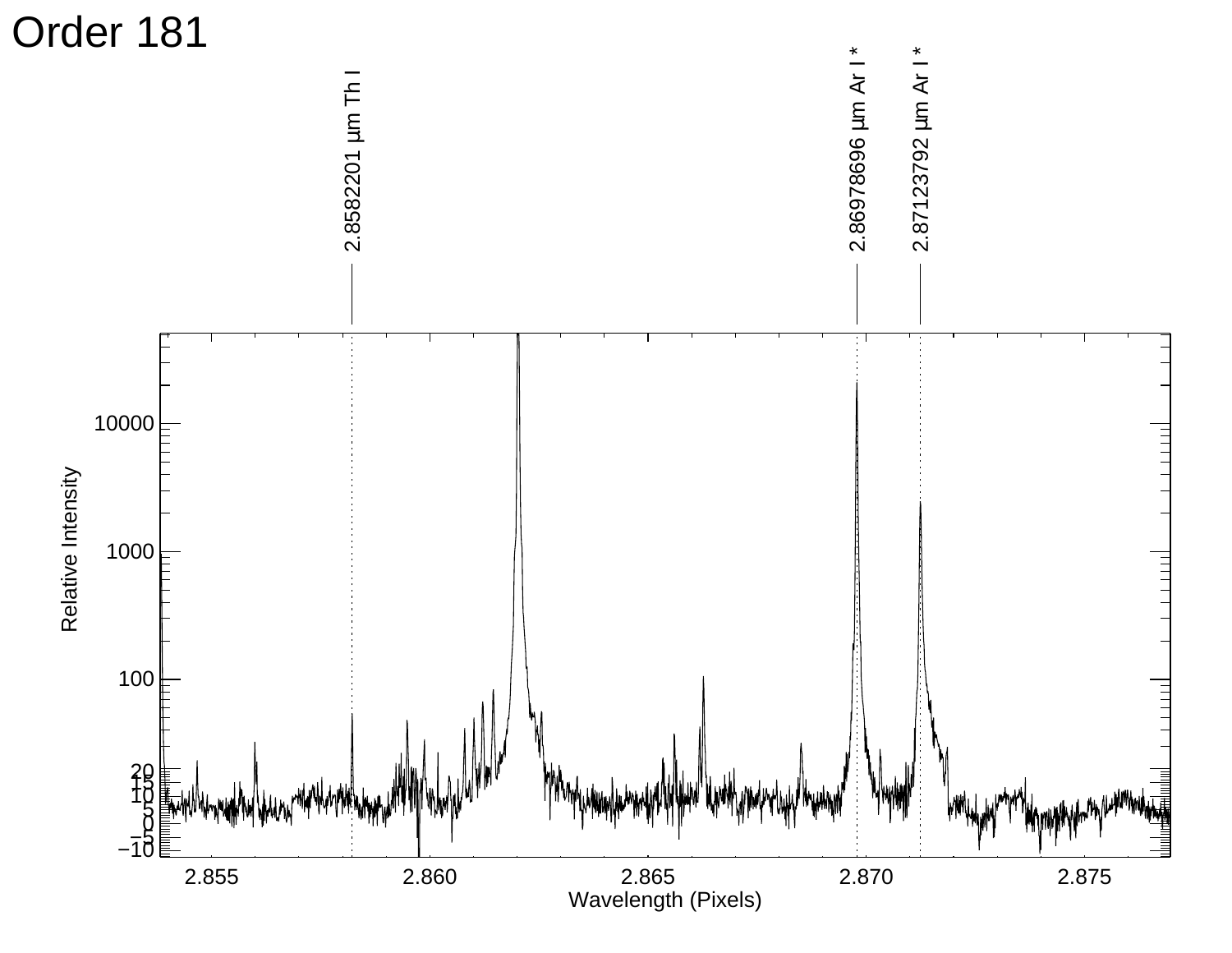# Order 181

2.8582201 μm Th I

2.86978696 μm Ar I *

2.87123792 μm Ar I *

Relative Intensity

10000

1000

100

20

15

10

5

0

−5

−10

2.855

2.860

2.865

2.870

2.875

Wavelength (Pixels)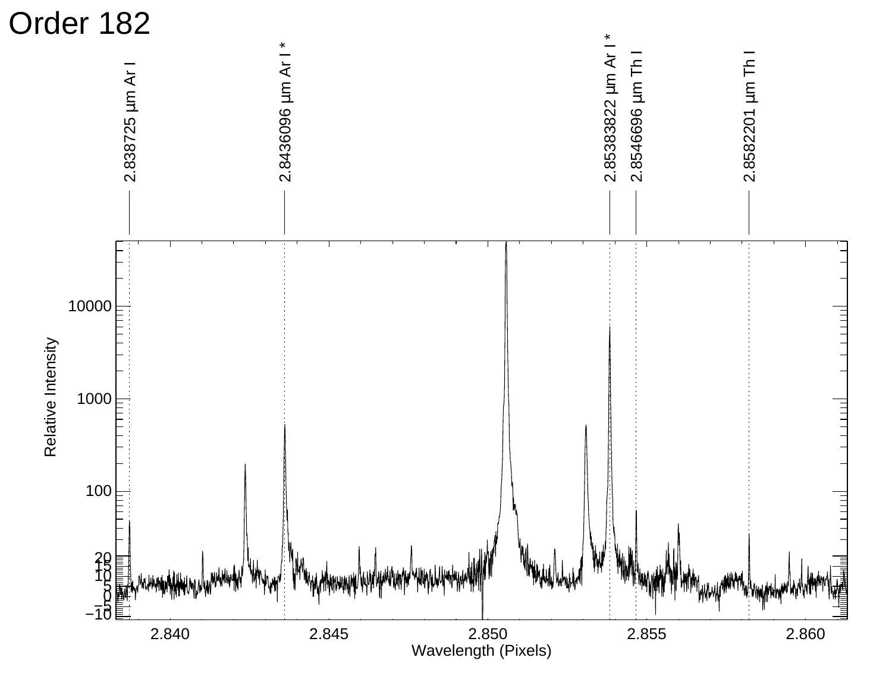# Order 182

2.838725 µm Ar I

2.8436096 µm Ar I *

2.85383822 µm Ar I *

2.8546696 µm Th I

2.8582201 µm Th I

Relative Intensity

10000

1000

100

20

15

10

5

0

−5

−10

2.840

2.845

2.850

2.855

2.860

Wavelength (Pixels)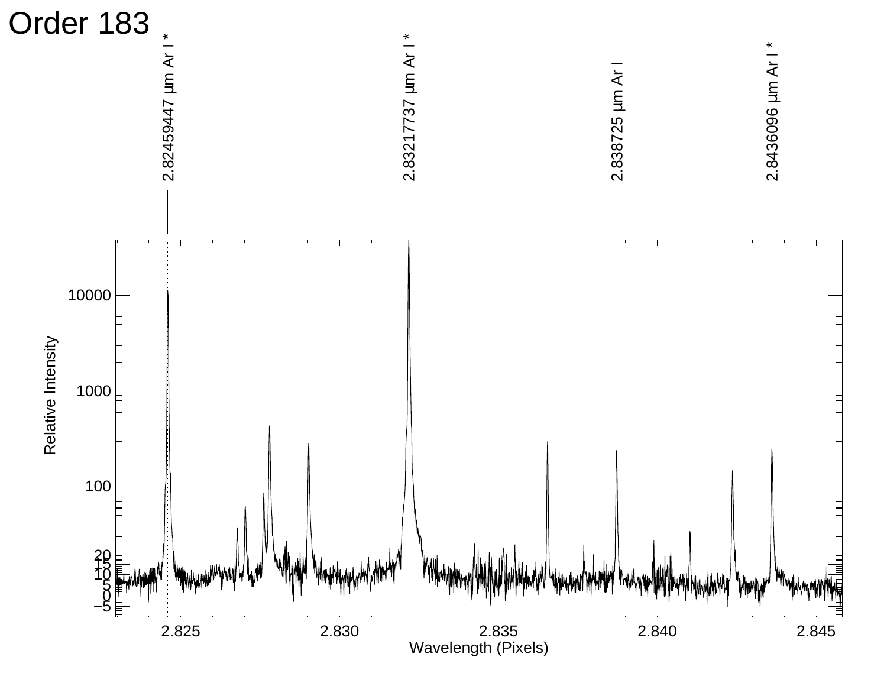Order 183

2.82459447 μm Ar I *

2.83217737 μm Ar I *

2.838725 μm Ar I

2.8436096 μm Ar I *

Relative Intensity

10000

1000

100

20
15
10
5
0
−5

2.825

2.830

2.835

2.840

2.845

Wavelength (Pixels)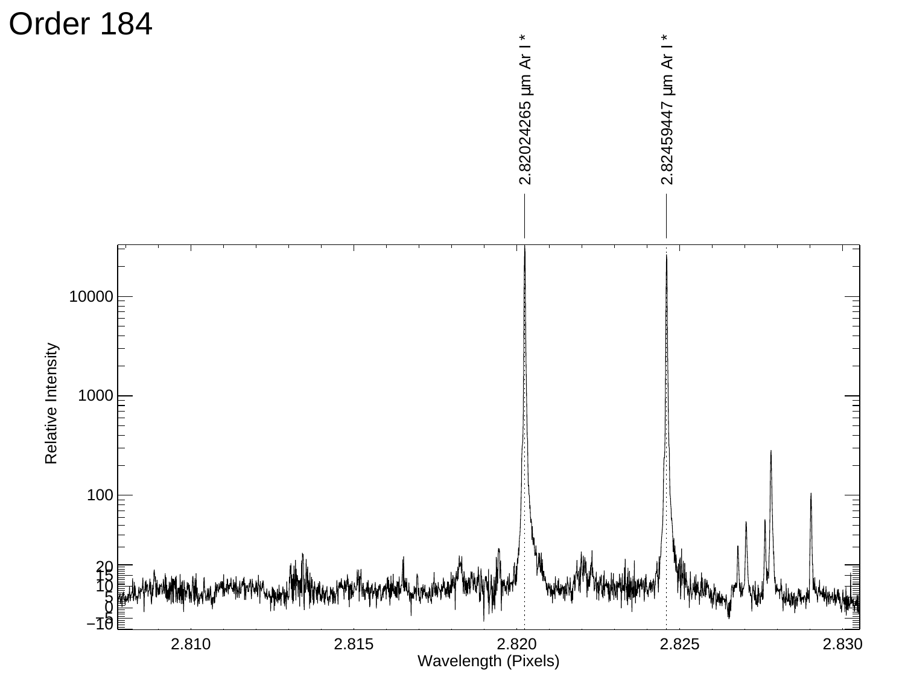# Order 184

2.82024265 μm Ar I *

2.82459447 μm Ar I *

Relative Intensity

10000

1000

100

20

15

10

5

0

−5

−10

2.810

2.815

2.820

2.825

2.830

Wavelength (Pixels)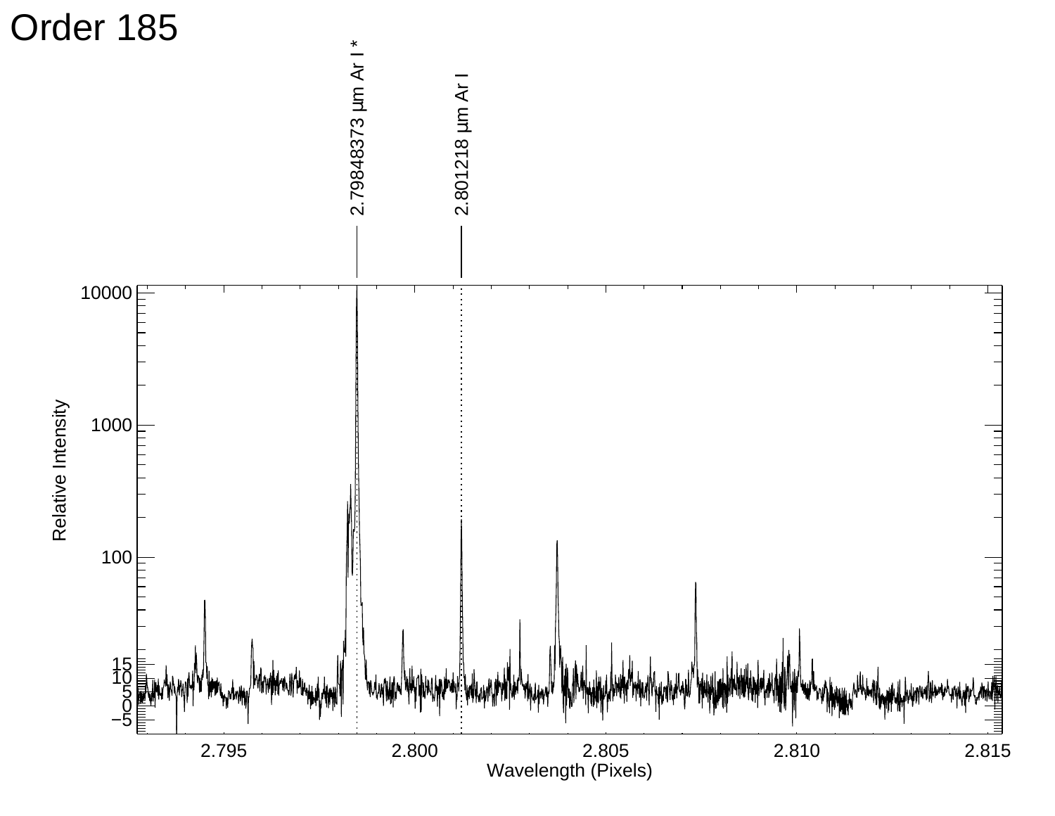# Order 185

2.79848373 µm Ar I *

2.801218 µm Ar I

Relative Intensity

Wavelength (Pixels)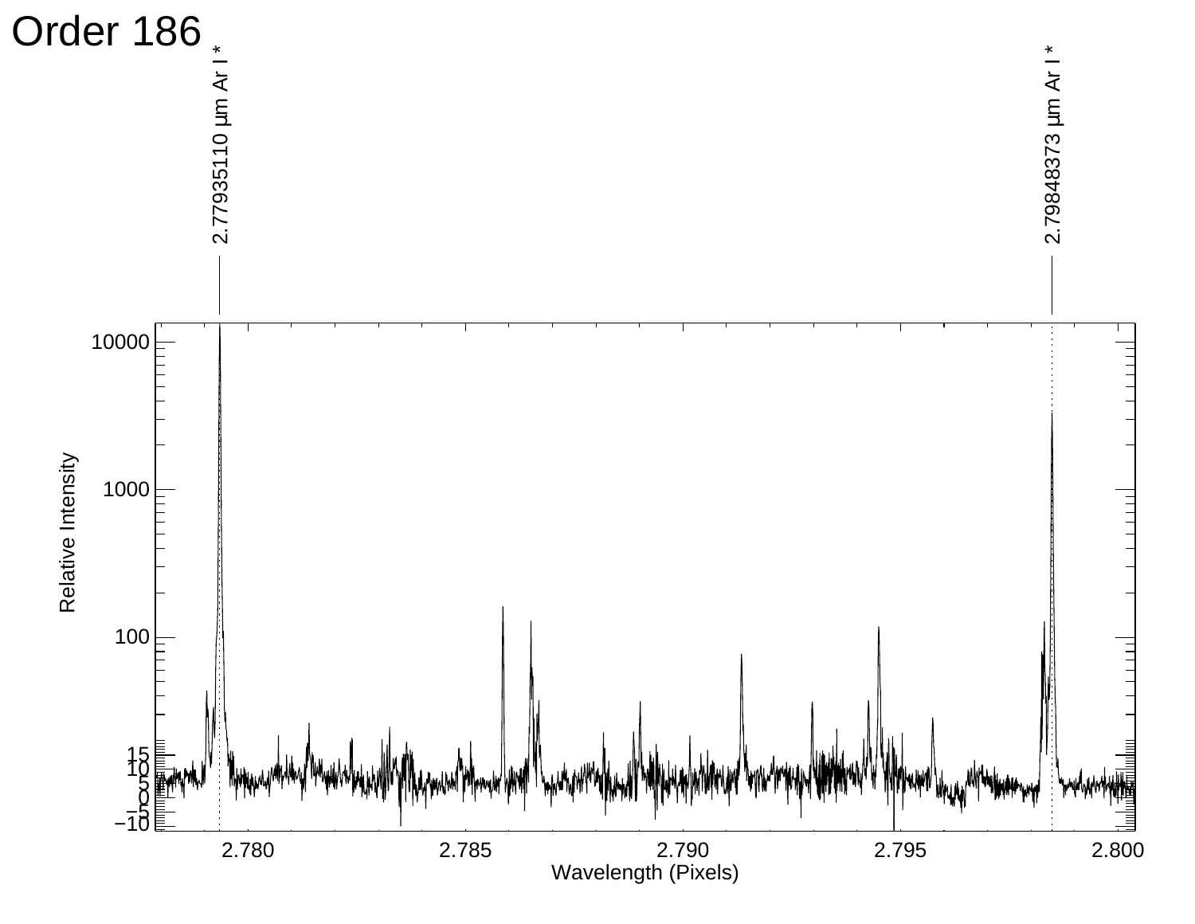# Order 186

2.77935110 µm Ar I *

2.79848373 µm Ar I *

Relative Intensity

10000

1000

100

15
10
5
0
−5
−10

2.780
2.785
2.790
2.795
2.800

Wavelength (Pixels)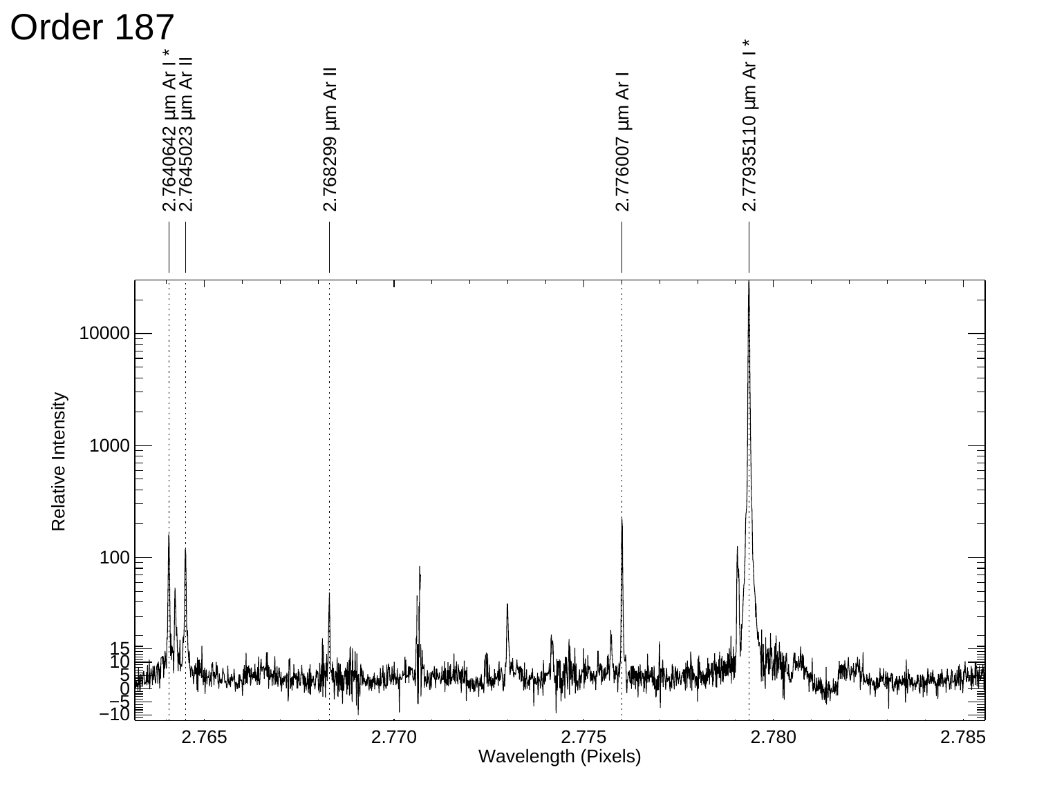# Order 187

2.7640642 µm Ar I *
2.7645023 µm Ar II
2.768299 µm Ar II
2.776007 µm Ar I
2.77935110 µm Ar I *

Relative Intensity

10000
1000
100
15
10
5
0
−5
−10

2.765
2.770
2.775
2.780
2.785

Wavelength (Pixels)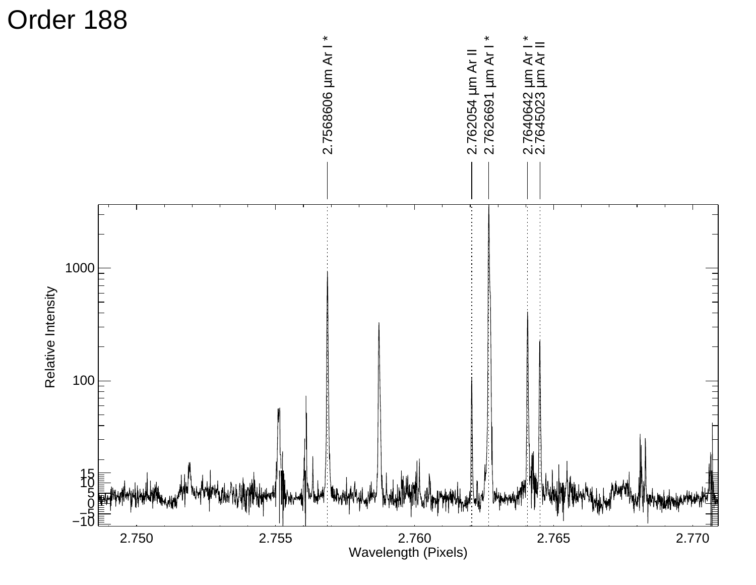# Order 188

2.7568606 µm Ar I *

2.762054 µm Ar II

2.7626691 µm Ar I *

2.7640642 µm Ar I *

2.7645023 µm Ar II

Relative Intensity

1000

100

15

10

5

0

−5

−10

2.750

2.755

2.760

2.765

2.770

Wavelength (Pixels)